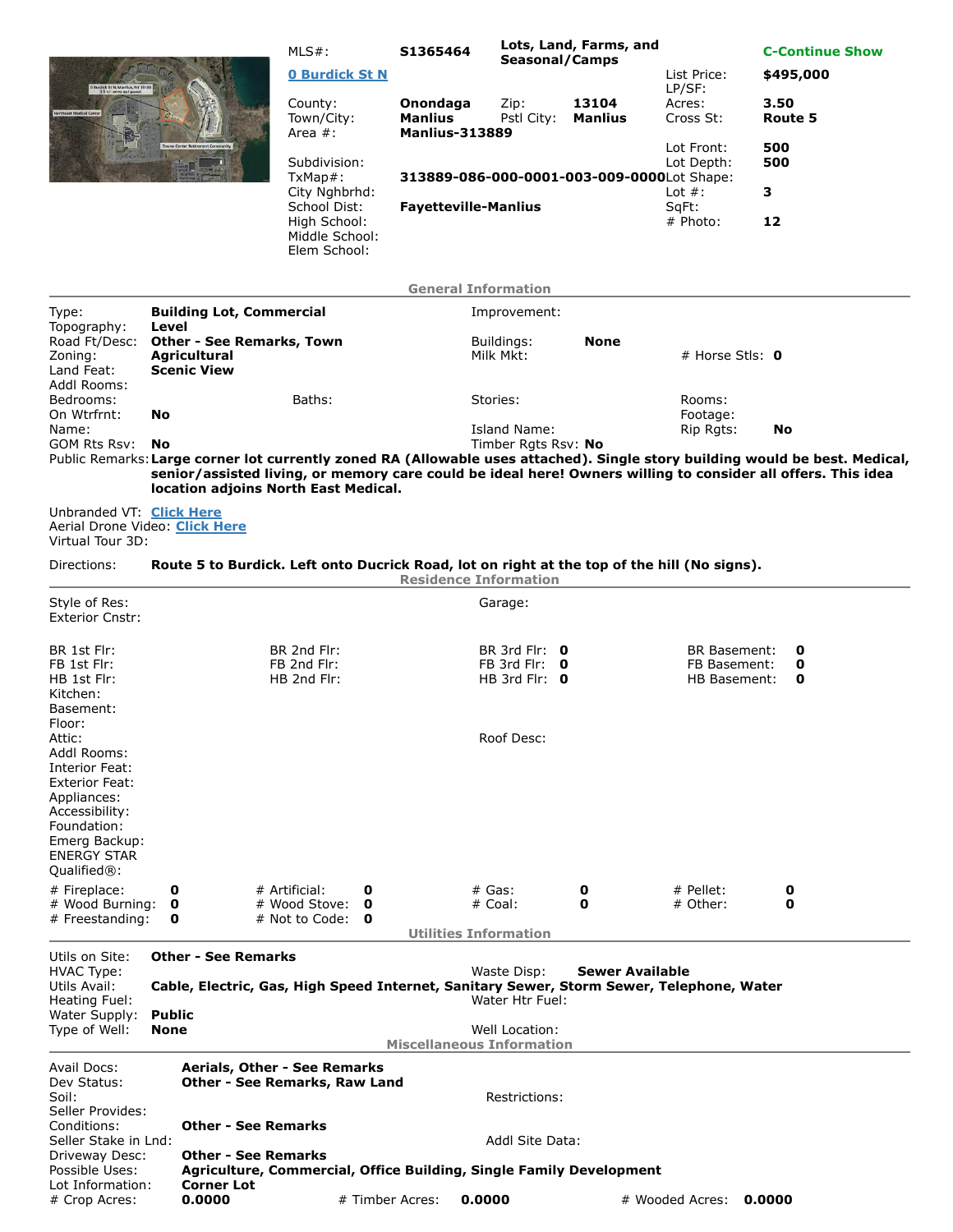| MLS#: | S1365464 | Lots, Land, Farms, and Seasonal/Camps | | C-Continue Show |
|---|---|---|---|---|
| **0 Burdick St N** | | | List Price: | $495,000 |
| | | | LP/SF: | |
| County: | Onondaga | Zip: 13104 | Acres: | 3.50 |
| Town/City: | Manlius | Pstl City: Manlius | Cross St: | Route 5 |
| Area #: | Manlius-313889 | | | |
| | | | Lot Front: | 500 |
| Subdivision: | | | Lot Depth: | 500 |
| TxMap#: | 313889-086-000-0001-003-009-0000 | | Lot Shape: | |
| City Nghbrhd: | | | Lot #: | 3 |
| School Dist: | Fayetteville-Manlius | | SqFt: | |
| High School: | | | # Photo: | 12 |
| Middle School: | | | | |
| Elem School: | | | | |

## General Information

| | | | | | |
|---|---|---|---|---|---|
| Type: | Building Lot, Commercial | Improvement: | | | |
| Topography: | Level | | | | |
| Road Ft/Desc: | Other - See Remarks, Town | Buildings: | None | | |
| Zoning: | Agricultural | Milk Mkt: | | # Horse Stls: | 0 |
| Land Feat: | Scenic View | | | | |
| Addl Rooms: | | | | | |
| Bedrooms: | Baths: | Stories: | | Rooms: | |
| On Wtrfrnt: | No | | | Footage: | |
| Name: | | Island Name: | | Rip Rgts: | No |
| GOM Rts Rsv: | No | Timber Rgts Rsv: | No | | |

Public Remarks: **Large corner lot currently zoned RA (Allowable uses attached). Single story building would be best. Medical, senior/assisted living, or memory care could be ideal here! Owners willing to consider all offers. This idea location adjoins North East Medical.**

Unbranded VT: Click Here
Aerial Drone Video: Click Here
Virtual Tour 3D:

Directions: **Route 5 to Burdick. Left onto Ducrick Road, lot on right at the top of the hill (No signs).**

## Residence Information

| | | | |
|---|---|---|---|
| Style of Res: | | Garage: | |
| Exterior Cnstr: | | | |

| | | | | | | | |
|---|---|---|---|---|---|---|---|
| BR 1st Flr: | | BR 2nd Flr: | | BR 3rd Flr: | 0 | BR Basement: | 0 |
| FB 1st Flr: | | FB 2nd Flr: | | FB 3rd Flr: | 0 | FB Basement: | 0 |
| HB 1st Flr: | | HB 2nd Flr: | | HB 3rd Flr: | 0 | HB Basement: | 0 |

Kitchen:
Basement:
Floor:
Attic: Roof Desc:
Addl Rooms:
Interior Feat:
Exterior Feat:
Appliances:
Accessibility:
Foundation:
Emerg Backup:
ENERGY STAR Qualified®:

| | | | | | | | |
|---|---|---|---|---|---|---|---|
| # Fireplace: | 0 | # Artificial: | 0 | # Gas: | 0 | # Pellet: | 0 |
| # Wood Burning: | 0 | # Wood Stove: | 0 | # Coal: | 0 | # Other: | 0 |
| # Freestanding: | 0 | # Not to Code: | 0 | | | | |

## Utilities Information

| | | | |
|---|---|---|---|
| Utils on Site: | Other - See Remarks | | |
| HVAC Type: | | Waste Disp: | Sewer Available |
| Utils Avail: | Cable, Electric, Gas, High Speed Internet, Sanitary Sewer, Storm Sewer, Telephone, Water | | |
| Heating Fuel: | | Water Htr Fuel: | |
| Water Supply: | Public | | |
| Type of Well: | None | Well Location: | |

## Miscellaneous Information

| | | | |
|---|---|---|---|
| Avail Docs: | Aerials, Other - See Remarks | | |
| Dev Status: | Other - See Remarks, Raw Land | | |
| Soil: | | Restrictions: | |
| Seller Provides: | | | |
| Conditions: | Other - See Remarks | | |
| Seller Stake in Lnd: | | Addl Site Data: | |
| Driveway Desc: | Other - See Remarks | | |
| Possible Uses: | Agriculture, Commercial, Office Building, Single Family Development | | |
| Lot Information: | Corner Lot | | |

| | | | | | |
|---|---|---|---|---|---|
| # Crop Acres: | 0.0000 | # Timber Acres: | 0.0000 | # Wooded Acres: | 0.0000 |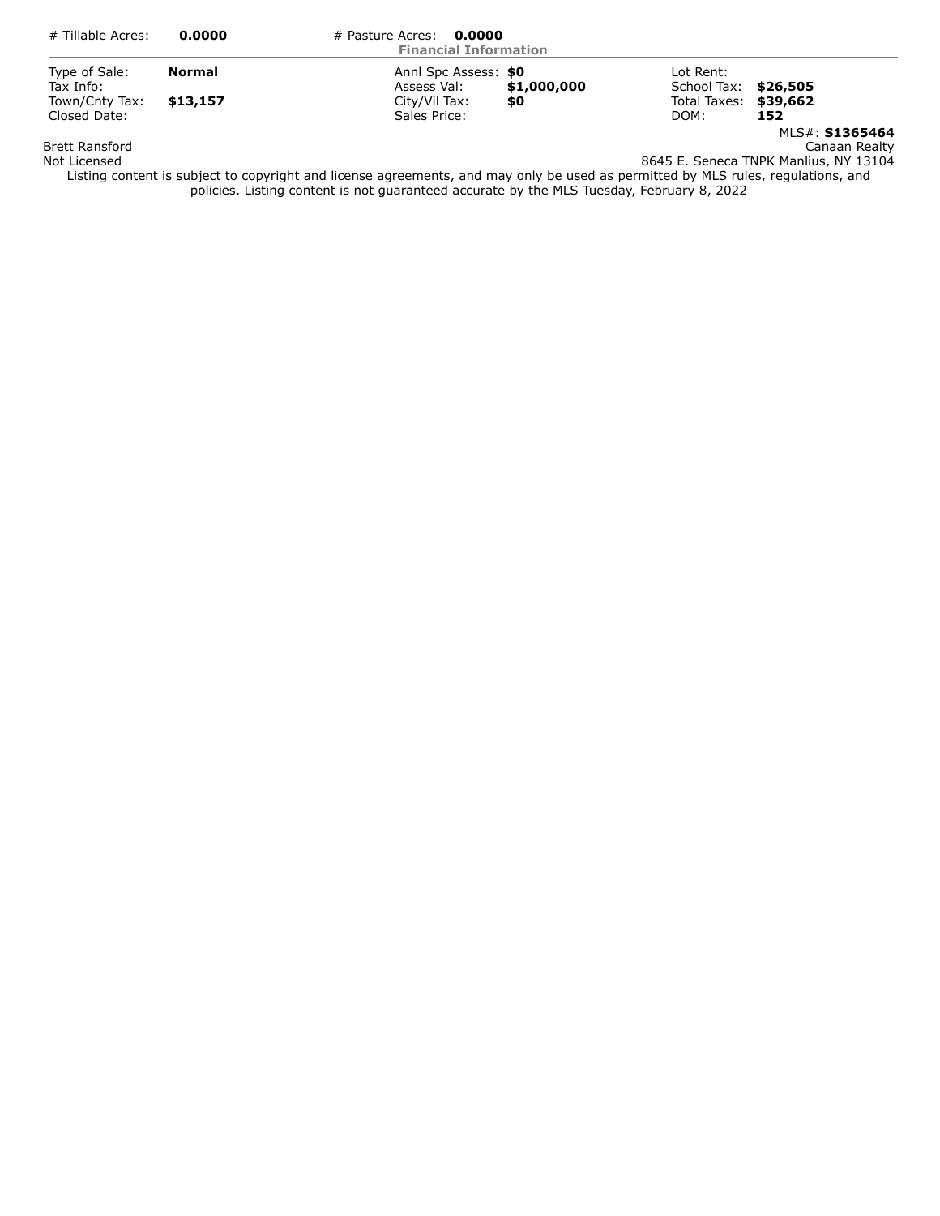| | | | |
|---|---|---|---|
| # Tillable Acres: | **0.0000** | # Pasture Acres: | **0.0000** |

### Financial Information

| | | | | | |
|---|---|---|---|---|---|
| Type of Sale: | **Normal** | Annl Spc Assess: | **$0** | Lot Rent: | |
| Tax Info: | | Assess Val: | **$1,000,000** | School Tax: | **$26,505** |
| Town/Cnty Tax: | **$13,157** | City/Vil Tax: | **$0** | Total Taxes: | **$39,662** |
| Closed Date: | | Sales Price: | | DOM: | **152** |

MLS#: **S1365464**

Brett Ransford
Not Licensed

Canaan Realty
8645 E. Seneca TNPK Manlius, NY 13104

Listing content is subject to copyright and license agreements, and may only be used as permitted by MLS rules, regulations, and policies. Listing content is not guaranteed accurate by the MLS Tuesday, February 8, 2022